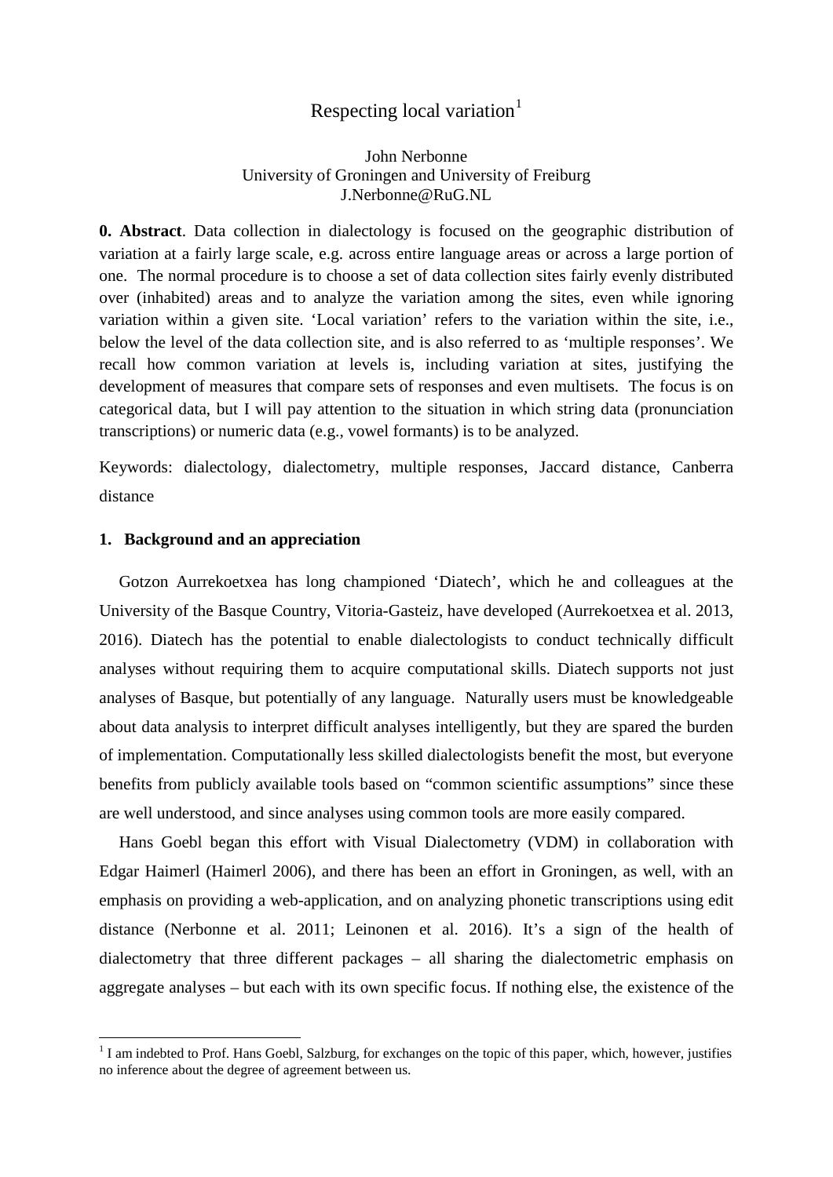# Respecting local variation[1]

John Nerbonne
University of Groningen and University of Freiburg
J.Nerbonne@RuG.NL

**0. Abstract**. Data collection in dialectology is focused on the geographic distribution of variation at a fairly large scale, e.g. across entire language areas or across a large portion of one. The normal procedure is to choose a set of data collection sites fairly evenly distributed over (inhabited) areas and to analyze the variation among the sites, even while ignoring variation within a given site. 'Local variation' refers to the variation within the site, i.e., below the level of the data collection site, and is also referred to as 'multiple responses'. We recall how common variation at levels is, including variation at sites, justifying the development of measures that compare sets of responses and even multisets. The focus is on categorical data, but I will pay attention to the situation in which string data (pronunciation transcriptions) or numeric data (e.g., vowel formants) is to be analyzed.

Keywords: dialectology, dialectometry, multiple responses, Jaccard distance, Canberra distance

## 1. Background and an appreciation

Gotzon Aurrekoetxea has long championed 'Diatech', which he and colleagues at the University of the Basque Country, Vitoria-Gasteiz, have developed (Aurrekoetxea et al. 2013, 2016). Diatech has the potential to enable dialectologists to conduct technically difficult analyses without requiring them to acquire computational skills. Diatech supports not just analyses of Basque, but potentially of any language. Naturally users must be knowledgeable about data analysis to interpret difficult analyses intelligently, but they are spared the burden of implementation. Computationally less skilled dialectologists benefit the most, but everyone benefits from publicly available tools based on "common scientific assumptions" since these are well understood, and since analyses using common tools are more easily compared.

Hans Goebl began this effort with Visual Dialectometry (VDM) in collaboration with Edgar Haimerl (Haimerl 2006), and there has been an effort in Groningen, as well, with an emphasis on providing a web-application, and on analyzing phonetic transcriptions using edit distance (Nerbonne et al. 2011; Leinonen et al. 2016). It's a sign of the health of dialectometry that three different packages – all sharing the dialectometric emphasis on aggregate analyses – but each with its own specific focus. If nothing else, the existence of the

[1] I am indebted to Prof. Hans Goebl, Salzburg, for exchanges on the topic of this paper, which, however, justifies no inference about the degree of agreement between us.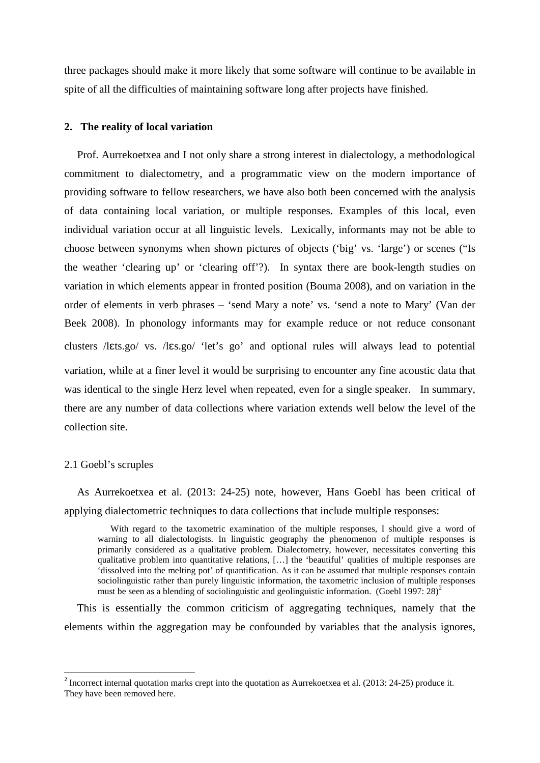three packages should make it more likely that some software will continue to be available in spite of all the difficulties of maintaining software long after projects have finished.

## 2. The reality of local variation

Prof. Aurrekoetxea and I not only share a strong interest in dialectology, a methodological commitment to dialectometry, and a programmatic view on the modern importance of providing software to fellow researchers, we have also both been concerned with the analysis of data containing local variation, or multiple responses. Examples of this local, even individual variation occur at all linguistic levels. Lexically, informants may not be able to choose between synonyms when shown pictures of objects ('big' vs. 'large') or scenes ("Is the weather 'clearing up' or 'clearing off'?). In syntax there are book-length studies on variation in which elements appear in fronted position (Bouma 2008), and on variation in the order of elements in verb phrases – 'send Mary a note' vs. 'send a note to Mary' (Van der Beek 2008). In phonology informants may for example reduce or not reduce consonant clusters /lɛts.go/ vs. /lɛs.go/ 'let's go' and optional rules will always lead to potential variation, while at a finer level it would be surprising to encounter any fine acoustic data that was identical to the single Herz level when repeated, even for a single speaker. In summary, there are any number of data collections where variation extends well below the level of the collection site.

### 2.1 Goebl's scruples

As Aurrekoetxea et al. (2013: 24-25) note, however, Hans Goebl has been critical of applying dialectometric techniques to data collections that include multiple responses:

> With regard to the taxometric examination of the multiple responses, I should give a word of warning to all dialectologists. In linguistic geography the phenomenon of multiple responses is primarily considered as a qualitative problem. Dialectometry, however, necessitates converting this qualitative problem into quantitative relations, […] the 'beautiful' qualities of multiple responses are 'dissolved into the melting pot' of quantification. As it can be assumed that multiple responses contain sociolinguistic rather than purely linguistic information, the taxometric inclusion of multiple responses must be seen as a blending of sociolinguistic and geolinguistic information. (Goebl 1997: 28)[2]

This is essentially the common criticism of aggregating techniques, namely that the elements within the aggregation may be confounded by variables that the analysis ignores,

---

[2] Incorrect internal quotation marks crept into the quotation as Aurrekoetxea et al. (2013: 24-25) produce it. They have been removed here.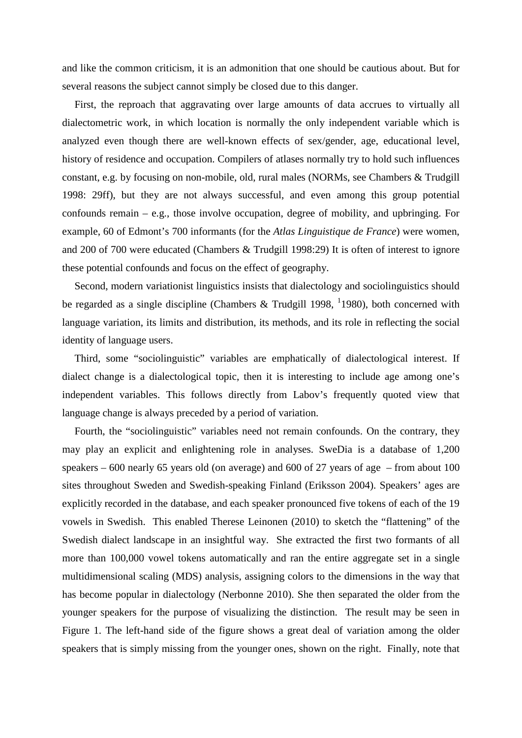and like the common criticism, it is an admonition that one should be cautious about. But for several reasons the subject cannot simply be closed due to this danger.

First, the reproach that aggravating over large amounts of data accrues to virtually all dialectometric work, in which location is normally the only independent variable which is analyzed even though there are well-known effects of sex/gender, age, educational level, history of residence and occupation. Compilers of atlases normally try to hold such influences constant, e.g. by focusing on non-mobile, old, rural males (NORMs, see Chambers & Trudgill 1998: 29ff), but they are not always successful, and even among this group potential confounds remain – e.g., those involve occupation, degree of mobility, and upbringing. For example, 60 of Edmont's 700 informants (for the *Atlas Linguistique de France*) were women, and 200 of 700 were educated (Chambers & Trudgill 1998:29) It is often of interest to ignore these potential confounds and focus on the effect of geography.

Second, modern variationist linguistics insists that dialectology and sociolinguistics should be regarded as a single discipline (Chambers & Trudgill 1998, [1]1980), both concerned with language variation, its limits and distribution, its methods, and its role in reflecting the social identity of language users.

Third, some "sociolinguistic" variables are emphatically of dialectological interest. If dialect change is a dialectological topic, then it is interesting to include age among one's independent variables. This follows directly from Labov's frequently quoted view that language change is always preceded by a period of variation.

Fourth, the "sociolinguistic" variables need not remain confounds. On the contrary, they may play an explicit and enlightening role in analyses. SweDia is a database of 1,200 speakers – 600 nearly 65 years old (on average) and 600 of 27 years of age – from about 100 sites throughout Sweden and Swedish-speaking Finland (Eriksson 2004). Speakers' ages are explicitly recorded in the database, and each speaker pronounced five tokens of each of the 19 vowels in Swedish. This enabled Therese Leinonen (2010) to sketch the "flattening" of the Swedish dialect landscape in an insightful way. She extracted the first two formants of all more than 100,000 vowel tokens automatically and ran the entire aggregate set in a single multidimensional scaling (MDS) analysis, assigning colors to the dimensions in the way that has become popular in dialectology (Nerbonne 2010). She then separated the older from the younger speakers for the purpose of visualizing the distinction. The result may be seen in Figure 1. The left-hand side of the figure shows a great deal of variation among the older speakers that is simply missing from the younger ones, shown on the right. Finally, note that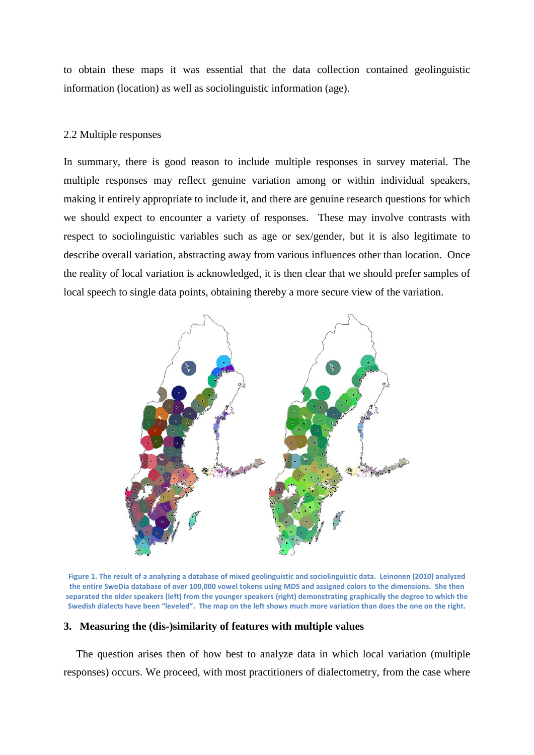to obtain these maps it was essential that the data collection contained geolinguistic information (location) as well as sociolinguistic information (age).

### 2.2 Multiple responses

In summary, there is good reason to include multiple responses in survey material. The multiple responses may reflect genuine variation among or within individual speakers, making it entirely appropriate to include it, and there are genuine research questions for which we should expect to encounter a variety of responses. These may involve contrasts with respect to sociolinguistic variables such as age or sex/gender, but it is also legitimate to describe overall variation, abstracting away from various influences other than location. Once the reality of local variation is acknowledged, it is then clear that we should prefer samples of local speech to single data points, obtaining thereby a more secure view of the variation.

**Figure 1. The result of a analyzing a database of mixed geolinguistic and sociolinguistic data. Leinonen (2010) analyzed the entire SweDia database of over 100,000 vowel tokens using MDS and assigned colors to the dimensions. She then separated the older speakers (left) from the younger speakers (right) demonstrating graphically the degree to which the Swedish dialects have been "leveled". The map on the left shows much more variation than does the one on the right.**

## 3. Measuring the (dis-)similarity of features with multiple values

The question arises then of how best to analyze data in which local variation (multiple responses) occurs. We proceed, with most practitioners of dialectometry, from the case where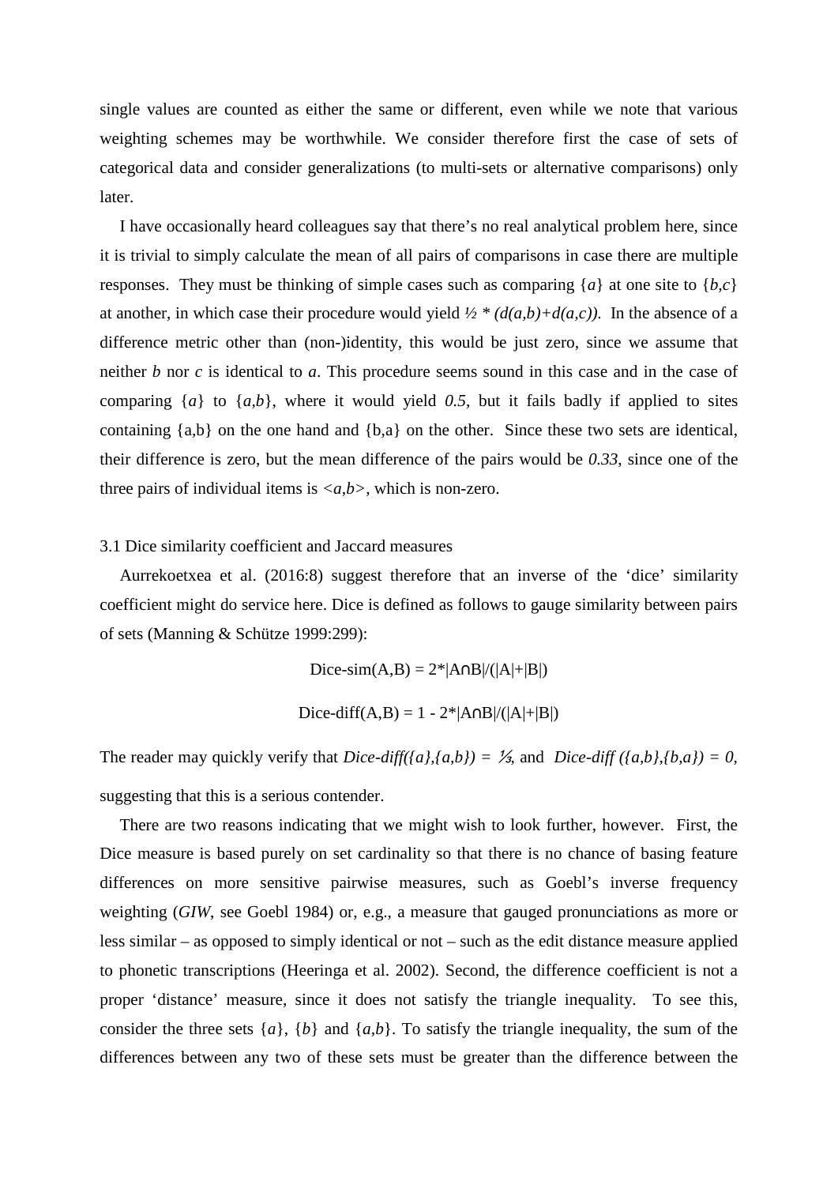single values are counted as either the same or different, even while we note that various weighting schemes may be worthwhile. We consider therefore first the case of sets of categorical data and consider generalizations (to multi-sets or alternative comparisons) only later.

I have occasionally heard colleagues say that there's no real analytical problem here, since it is trivial to simply calculate the mean of all pairs of comparisons in case there are multiple responses. They must be thinking of simple cases such as comparing {*a*} at one site to {*b*,*c*} at another, in which case their procedure would yield ½ * *(d(a,b)+d(a,c)).* In the absence of a difference metric other than (non-)identity, this would be just zero, since we assume that neither *b* nor *c* is identical to *a*. This procedure seems sound in this case and in the case of comparing {*a*} to {*a*,*b*}, where it would yield *0.5*, but it fails badly if applied to sites containing {a,b} on the one hand and {b,a} on the other. Since these two sets are identical, their difference is zero, but the mean difference of the pairs would be *0.33*, since one of the three pairs of individual items is <*a,b*>, which is non-zero.

### 3.1 Dice similarity coefficient and Jaccard measures

Aurrekoetxea et al. (2016:8) suggest therefore that an inverse of the 'dice' similarity coefficient might do service here. Dice is defined as follows to gauge similarity between pairs of sets (Manning & Schütze 1999:299):

$$\text{Dice-sim}(A,B) = 2*|A \cap B|/(|A|+|B|)$$

$$\text{Dice-diff}(A,B) = 1 - 2*|A \cap B|/(|A|+|B|)$$

The reader may quickly verify that *Dice-diff({a},{a,b}) = ⅓,* and *Dice-diff ({a,b},{b,a}) = 0,* suggesting that this is a serious contender.

There are two reasons indicating that we might wish to look further, however. First, the Dice measure is based purely on set cardinality so that there is no chance of basing feature differences on more sensitive pairwise measures, such as Goebl's inverse frequency weighting (*GIW*, see Goebl 1984) or, e.g., a measure that gauged pronunciations as more or less similar – as opposed to simply identical or not – such as the edit distance measure applied to phonetic transcriptions (Heeringa et al. 2002). Second, the difference coefficient is not a proper 'distance' measure, since it does not satisfy the triangle inequality. To see this, consider the three sets {*a*}, {*b*} and {*a*,*b*}. To satisfy the triangle inequality, the sum of the differences between any two of these sets must be greater than the difference between the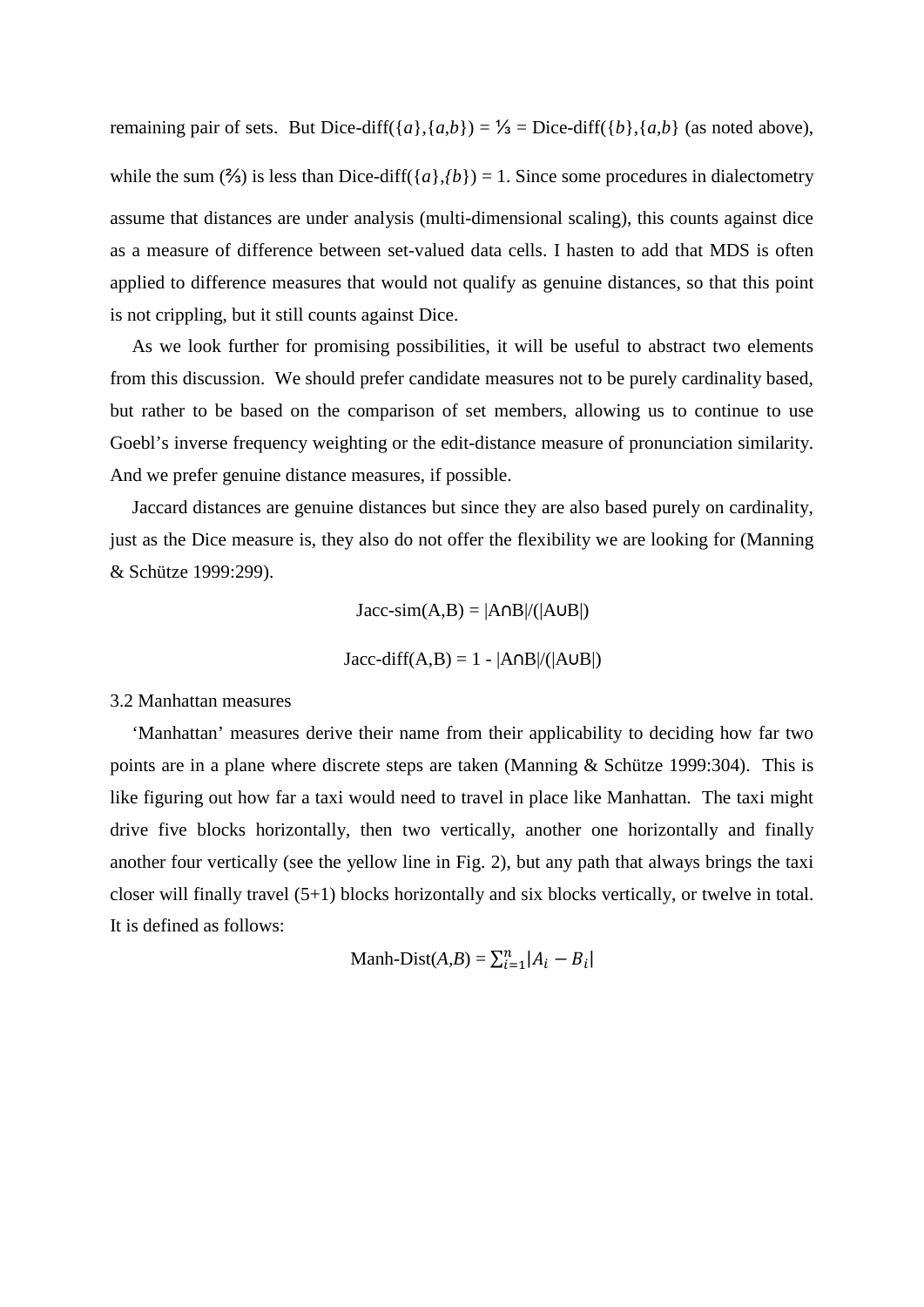remaining pair of sets. But Dice-diff($\{a\}$,$\{a,b\}$) = ⅓ = Dice-diff($\{b\}$,$\{a,b\}$ (as noted above), while the sum (⅔) is less than Dice-diff($\{a\}$,$\{b\}$) = 1. Since some procedures in dialectometry assume that distances are under analysis (multi-dimensional scaling), this counts against dice as a measure of difference between set-valued data cells. I hasten to add that MDS is often applied to difference measures that would not qualify as genuine distances, so that this point is not crippling, but it still counts against Dice.

As we look further for promising possibilities, it will be useful to abstract two elements from this discussion. We should prefer candidate measures not to be purely cardinality based, but rather to be based on the comparison of set members, allowing us to continue to use Goebl's inverse frequency weighting or the edit-distance measure of pronunciation similarity. And we prefer genuine distance measures, if possible.

Jaccard distances are genuine distances but since they are also based purely on cardinality, just as the Dice measure is, they also do not offer the flexibility we are looking for (Manning & Schütze 1999:299).

$$\text{Jacc-sim}(A,B) = |A \cap B|/(|A \cup B|)$$

$$\text{Jacc-diff}(A,B) = 1 - |A \cap B|/(|A \cup B|)$$

### 3.2 Manhattan measures

'Manhattan' measures derive their name from their applicability to deciding how far two points are in a plane where discrete steps are taken (Manning & Schütze 1999:304). This is like figuring out how far a taxi would need to travel in place like Manhattan. The taxi might drive five blocks horizontally, then two vertically, another one horizontally and finally another four vertically (see the yellow line in Fig. 2), but any path that always brings the taxi closer will finally travel (5+1) blocks horizontally and six blocks vertically, or twelve in total. It is defined as follows:

$$\text{Manh-Dist}(A,B) = \sum_{i=1}^{n} |A_i - B_i|$$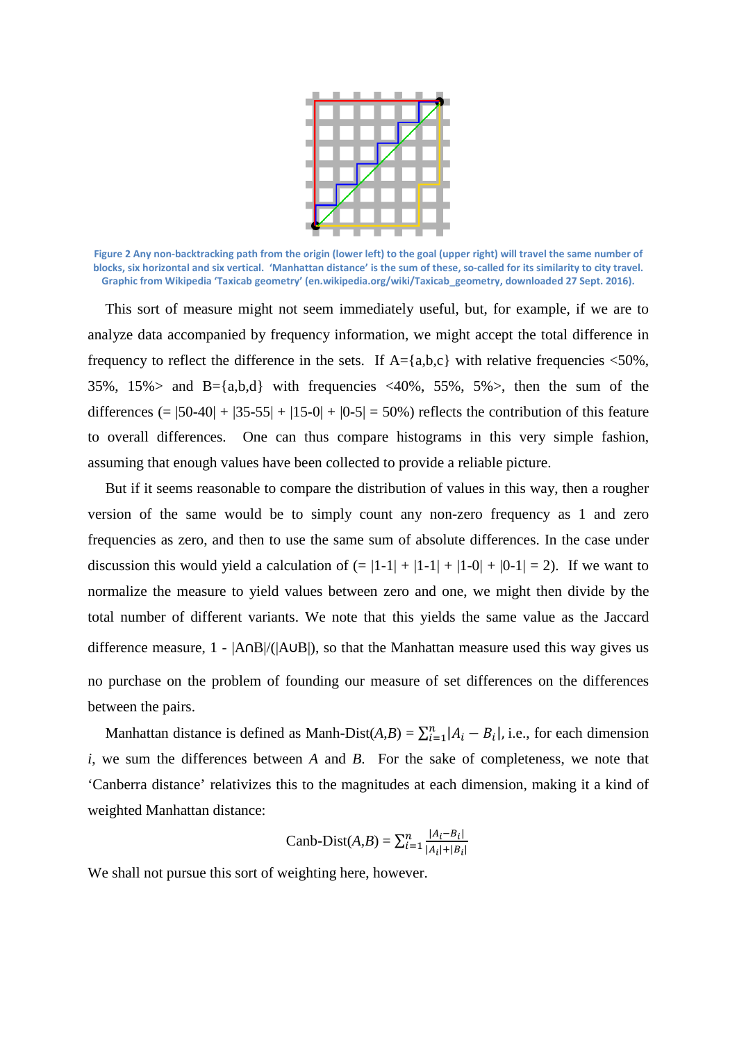Figure 2 Any non-backtracking path from the origin (lower left) to the goal (upper right) will travel the same number of blocks, six horizontal and six vertical. 'Manhattan distance' is the sum of these, so-called for its similarity to city travel. Graphic from Wikipedia 'Taxicab geometry' (en.wikipedia.org/wiki/Taxicab_geometry, downloaded 27 Sept. 2016).

This sort of measure might not seem immediately useful, but, for example, if we are to analyze data accompanied by frequency information, we might accept the total difference in frequency to reflect the difference in the sets. If A={a,b,c} with relative frequencies <50%, 35%, 15%> and B={a,b,d} with frequencies <40%, 55%, 5%>, then the sum of the differences (= |50-40| + |35-55| + |15-0| + |0-5| = 50%) reflects the contribution of this feature to overall differences. One can thus compare histograms in this very simple fashion, assuming that enough values have been collected to provide a reliable picture.

But if it seems reasonable to compare the distribution of values in this way, then a rougher version of the same would be to simply count any non-zero frequency as 1 and zero frequencies as zero, and then to use the same sum of absolute differences. In the case under discussion this would yield a calculation of (= |1-1| + |1-1| + |1-0| + |0-1| = 2). If we want to normalize the measure to yield values between zero and one, we might then divide by the total number of different variants. We note that this yields the same value as the Jaccard difference measure, 1 - |A∩B|/(|A∪B|), so that the Manhattan measure used this way gives us no purchase on the problem of founding our measure of set differences on the differences between the pairs.

Manhattan distance is defined as Manh-Dist(*A*,*B*) = $\sum_{i=1}^{n}|A_i - B_i|$, i.e., for each dimension *i*, we sum the differences between *A* and *B*. For the sake of completeness, we note that 'Canberra distance' relativizes this to the magnitudes at each dimension, making it a kind of weighted Manhattan distance:

$$\text{Canb-Dist}(A,B) = \sum_{i=1}^{n} \frac{|A_i - B_i|}{|A_i| + |B_i|}$$

We shall not pursue this sort of weighting here, however.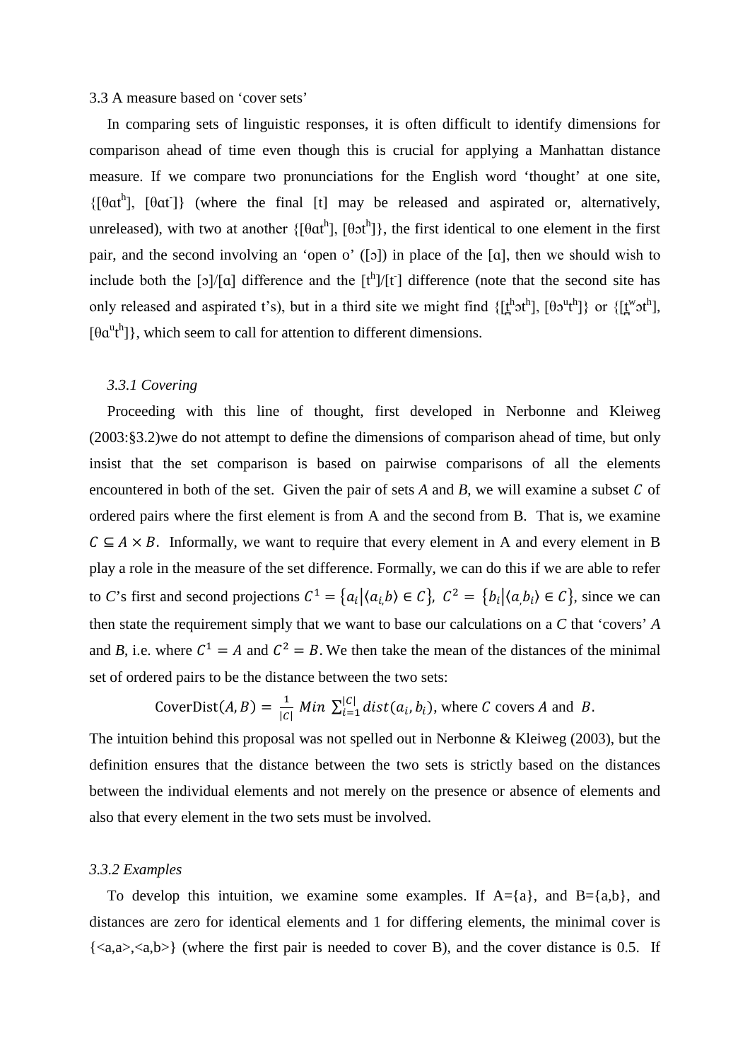3.3 A measure based on ‘cover sets’

In comparing sets of linguistic responses, it is often difficult to identify dimensions for comparison ahead of time even though this is crucial for applying a Manhattan distance measure. If we compare two pronunciations for the English word ‘thought’ at one site, {[θɑtʰ], [θɑt̚]} (where the final [t] may be released and aspirated or, alternatively, unreleased), with two at another {[θɑtʰ], [θɔtʰ]}, the first identical to one element in the first pair, and the second involving an ‘open o’ ([ɔ]) in place of the [ɑ], then we should wish to include both the [ɔ]/[ɑ] difference and the [tʰ]/[t̚] difference (note that the second site has only released and aspirated t’s), but in a third site we might find {[t̪ʰɔtʰ], [θɔᵘtʰ]} or {[t̪ʷɔtʰ], [θɑᵘtʰ]}, which seem to call for attention to different dimensions.

### *3.3.1 Covering*

Proceeding with this line of thought, first developed in Nerbonne and Kleiweg (2003:§3.2)we do not attempt to define the dimensions of comparison ahead of time, but only insist that the set comparison is based on pairwise comparisons of all the elements encountered in both of the set. Given the pair of sets *A* and *B*, we will examine a subset $C$ of ordered pairs where the first element is from A and the second from B. That is, we examine $C \subseteq A \times B$. Informally, we want to require that every element in A and every element in B play a role in the measure of the set difference. Formally, we can do this if we are able to refer to *C*’s first and second projections $C^1 = \{a_i | \langle a_i, b \rangle \in C\}$, $C^2 = \{b_i | \langle a, b_i \rangle \in C\}$, since we can then state the requirement simply that we want to base our calculations on a *C* that ‘covers’ *A* and *B*, i.e. where $C^1 = A$ and $C^2 = B$. We then take the mean of the distances of the minimal set of ordered pairs to be the distance between the two sets:

$$\text{CoverDist}(A, B) = \frac{1}{|C|} \, Min \sum_{i=1}^{|C|} dist(a_i, b_i), \text{ where } C \text{ covers } A \text{ and } B.$$

The intuition behind this proposal was not spelled out in Nerbonne & Kleiweg (2003), but the definition ensures that the distance between the two sets is strictly based on the distances between the individual elements and not merely on the presence or absence of elements and also that every element in the two sets must be involved.

### *3.3.2 Examples*

To develop this intuition, we examine some examples. If A={a}, and B={a,b}, and distances are zero for identical elements and 1 for differing elements, the minimal cover is {<a,a>,<a,b>} (where the first pair is needed to cover B), and the cover distance is 0.5. If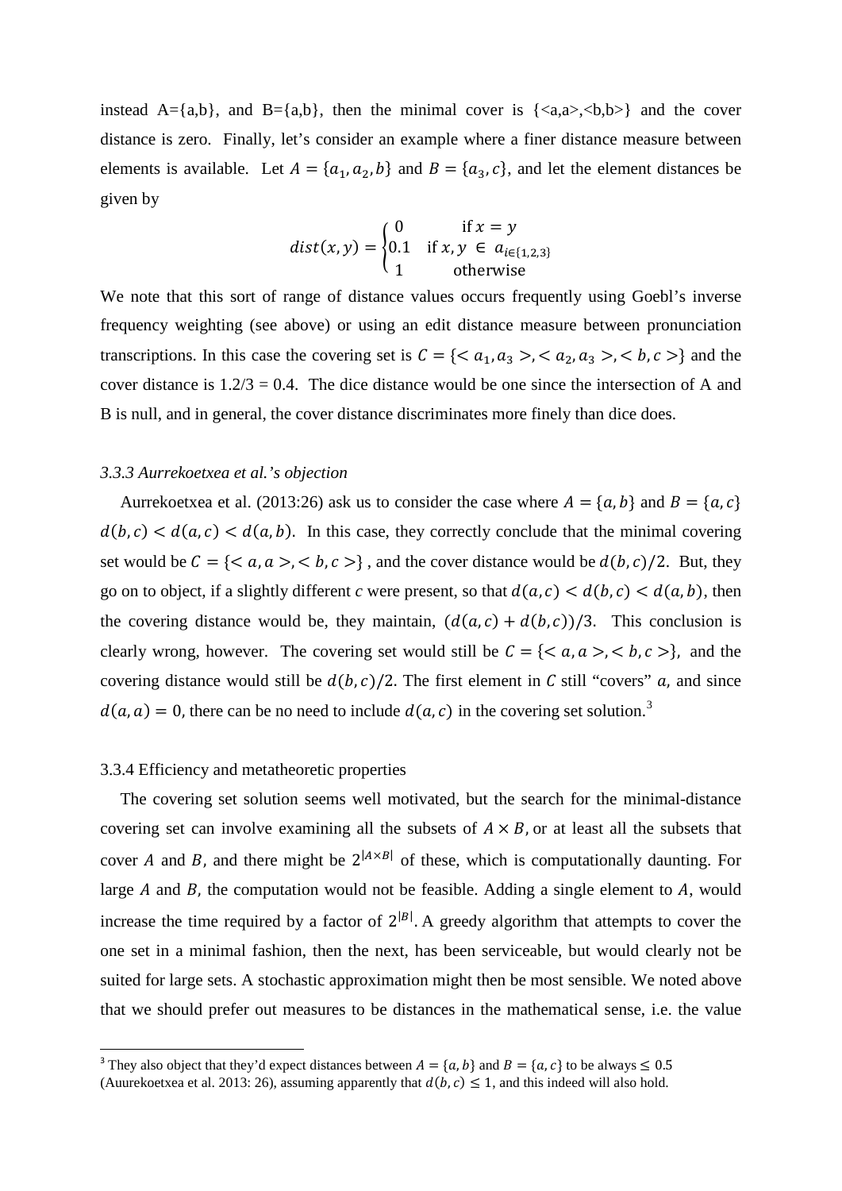instead A={a,b}, and B={a,b}, then the minimal cover is {<a,a>,<b,b>} and the cover distance is zero. Finally, let's consider an example where a finer distance measure between elements is available. Let $A = \{a_1, a_2, b\}$ and $B = \{a_3, c\}$, and let the element distances be given by

$$dist(x,y) = \begin{cases} 0 & \text{if } x = y \\ 0.1 & \text{if } x, y \in a_{i \in \{1,2,3\}} \\ 1 & \text{otherwise} \end{cases}$$

We note that this sort of range of distance values occurs frequently using Goebl's inverse frequency weighting (see above) or using an edit distance measure between pronunciation transcriptions. In this case the covering set is $C = \{< a_1, a_3 >, < a_2, a_3 >, < b, c >\}$ and the cover distance is 1.2/3 = 0.4. The dice distance would be one since the intersection of A and B is null, and in general, the cover distance discriminates more finely than dice does.

### *3.3.3 Aurrekoetxea et al.'s objection*

Aurrekoetxea et al. (2013:26) ask us to consider the case where $A = \{a, b\}$ and $B = \{a, c\}$ $d(b,c) < d(a,c) < d(a,b)$. In this case, they correctly conclude that the minimal covering set would be $C = \{< a, a >, < b, c >\}$, and the cover distance would be $d(b,c)/2$. But, they go on to object, if a slightly different *c* were present, so that $d(a,c) < d(b,c) < d(a,b)$, then the covering distance would be, they maintain, $(d(a,c) + d(b,c))/3$. This conclusion is clearly wrong, however. The covering set would still be $C = \{< a, a >, < b, c >\}$, and the covering distance would still be $d(b,c)/2$. The first element in $C$ still "covers" $a$, and since $d(a,a) = 0$, there can be no need to include $d(a,c)$ in the covering set solution.[3]

### 3.3.4 Efficiency and metatheoretic properties

The covering set solution seems well motivated, but the search for the minimal-distance covering set can involve examining all the subsets of $A \times B$, or at least all the subsets that cover $A$ and $B$, and there might be $2^{|A \times B|}$ of these, which is computationally daunting. For large $A$ and $B$, the computation would not be feasible. Adding a single element to $A$, would increase the time required by a factor of $2^{|B|}$. A greedy algorithm that attempts to cover the one set in a minimal fashion, then the next, has been serviceable, but would clearly not be suited for large sets. A stochastic approximation might then be most sensible. We noted above that we should prefer out measures to be distances in the mathematical sense, i.e. the value

[3] They also object that they'd expect distances between $A = \{a, b\}$ and $B = \{a, c\}$ to be always $\leq 0.5$ (Auurekoetxea et al. 2013: 26), assuming apparently that $d(b,c) \leq 1$, and this indeed will also hold.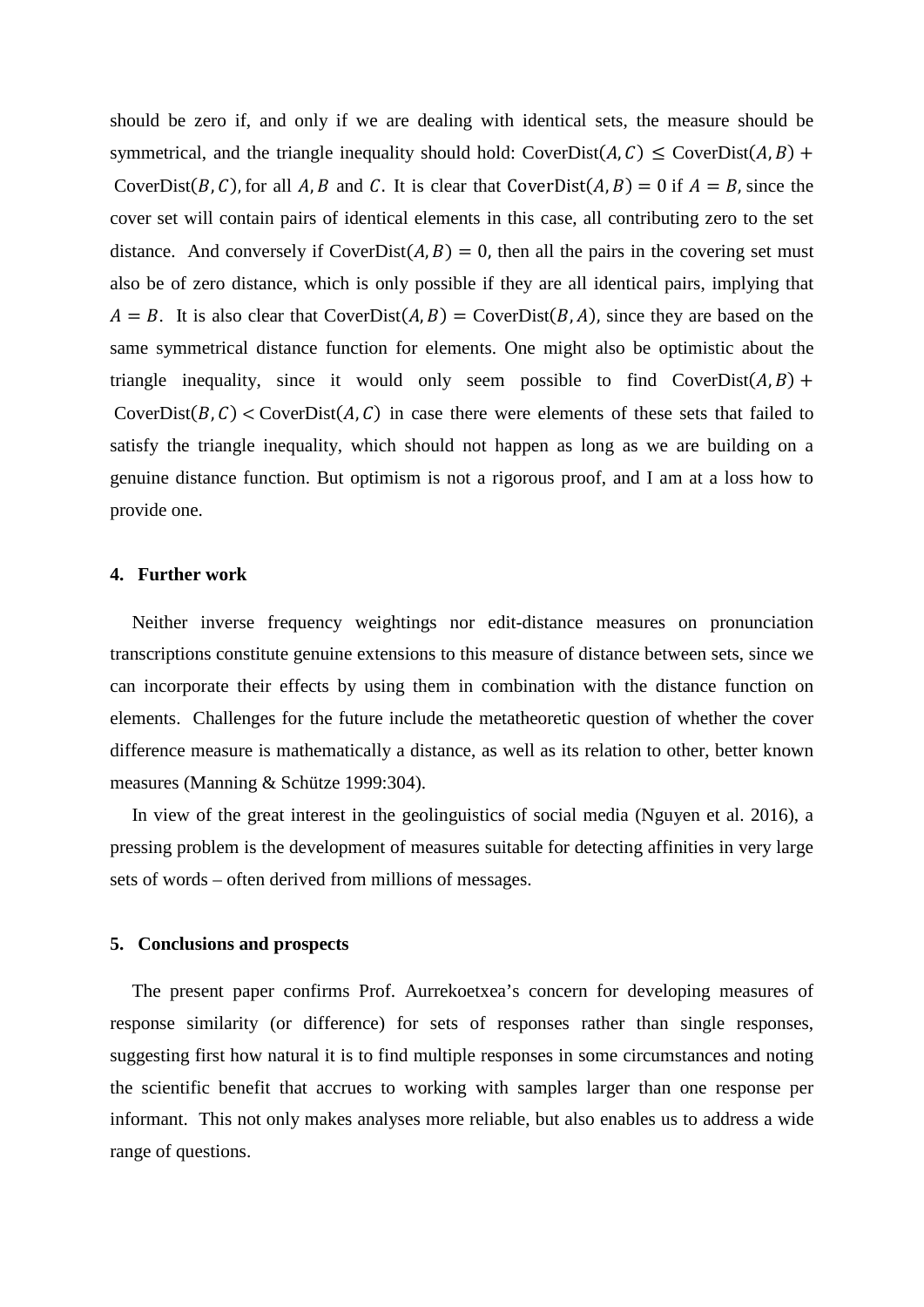should be zero if, and only if we are dealing with identical sets, the measure should be symmetrical, and the triangle inequality should hold: $\text{CoverDist}(A, C) \leq \text{CoverDist}(A, B) + \text{CoverDist}(B, C)$, for all $A, B$ and $C$. It is clear that $\text{CoverDist}(A, B) = 0$ if $A = B$, since the cover set will contain pairs of identical elements in this case, all contributing zero to the set distance. And conversely if $\text{CoverDist}(A, B) = 0$, then all the pairs in the covering set must also be of zero distance, which is only possible if they are all identical pairs, implying that $A = B$. It is also clear that $\text{CoverDist}(A, B) = \text{CoverDist}(B, A)$, since they are based on the same symmetrical distance function for elements. One might also be optimistic about the triangle inequality, since it would only seem possible to find $\text{CoverDist}(A, B) + \text{CoverDist}(B, C) < \text{CoverDist}(A, C)$ in case there were elements of these sets that failed to satisfy the triangle inequality, which should not happen as long as we are building on a genuine distance function. But optimism is not a rigorous proof, and I am at a loss how to provide one.

## 4. Further work

Neither inverse frequency weightings nor edit-distance measures on pronunciation transcriptions constitute genuine extensions to this measure of distance between sets, since we can incorporate their effects by using them in combination with the distance function on elements. Challenges for the future include the metatheoretic question of whether the cover difference measure is mathematically a distance, as well as its relation to other, better known measures (Manning & Schütze 1999:304).

In view of the great interest in the geolinguistics of social media (Nguyen et al. 2016), a pressing problem is the development of measures suitable for detecting affinities in very large sets of words – often derived from millions of messages.

## 5. Conclusions and prospects

The present paper confirms Prof. Aurrekoetxea's concern for developing measures of response similarity (or difference) for sets of responses rather than single responses, suggesting first how natural it is to find multiple responses in some circumstances and noting the scientific benefit that accrues to working with samples larger than one response per informant. This not only makes analyses more reliable, but also enables us to address a wide range of questions.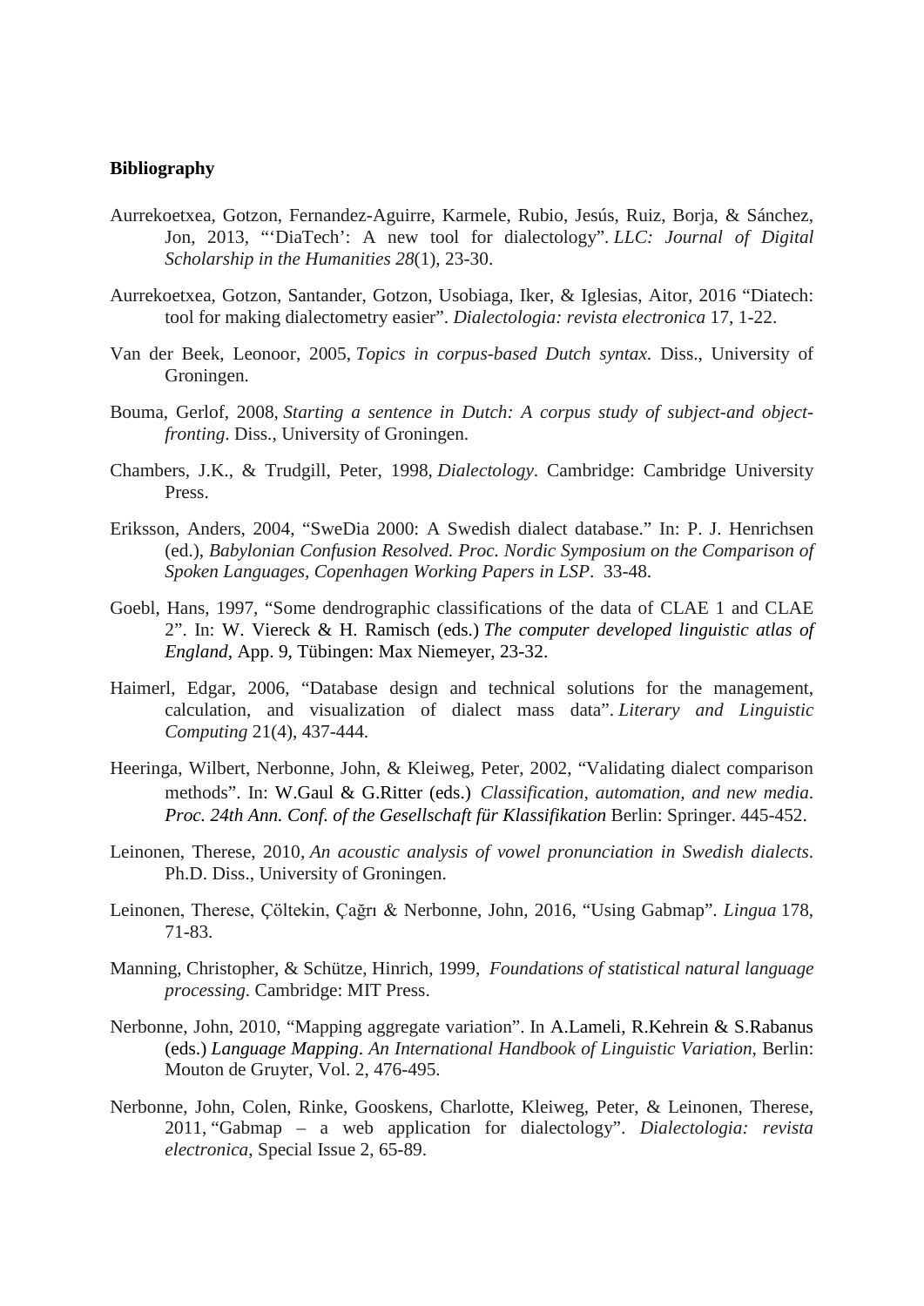**Bibliography**

Aurrekoetxea, Gotzon, Fernandez-Aguirre, Karmele, Rubio, Jesús, Ruiz, Borja, & Sánchez, Jon, 2013, "'DiaTech': A new tool for dialectology". *LLC: Journal of Digital Scholarship in the Humanities 28*(1), 23-30.

Aurrekoetxea, Gotzon, Santander, Gotzon, Usobiaga, Iker, & Iglesias, Aitor, 2016 "Diatech: tool for making dialectometry easier". *Dialectologia: revista electronica* 17, 1-22.

Van der Beek, Leonoor, 2005, *Topics in corpus-based Dutch syntax*. Diss., University of Groningen.

Bouma, Gerlof, 2008, *Starting a sentence in Dutch: A corpus study of subject-and object-fronting*. Diss., University of Groningen.

Chambers, J.K., & Trudgill, Peter, 1998, *Dialectology*. Cambridge: Cambridge University Press.

Eriksson, Anders, 2004, "SweDia 2000: A Swedish dialect database." In: P. J. Henrichsen (ed.), *Babylonian Confusion Resolved. Proc. Nordic Symposium on the Comparison of Spoken Languages, Copenhagen Working Papers in LSP*. 33-48.

Goebl, Hans, 1997, "Some dendrographic classifications of the data of CLAE 1 and CLAE 2". In: W. Viereck & H. Ramisch (eds.) *The computer developed linguistic atlas of England*, App. 9, Tübingen: Max Niemeyer, 23-32.

Haimerl, Edgar, 2006, "Database design and technical solutions for the management, calculation, and visualization of dialect mass data". *Literary and Linguistic Computing* 21(4), 437-444.

Heeringa, Wilbert, Nerbonne, John, & Kleiweg, Peter, 2002, "Validating dialect comparison methods". In: W.Gaul & G.Ritter (eds.) *Classification, automation, and new media. Proc. 24th Ann. Conf. of the Gesellschaft für Klassifikation* Berlin: Springer. 445-452.

Leinonen, Therese, 2010, *An acoustic analysis of vowel pronunciation in Swedish dialects*. Ph.D. Diss., University of Groningen.

Leinonen, Therese, Çöltekin, Çağrı & Nerbonne, John, 2016, "Using Gabmap". *Lingua* 178, 71-83.

Manning, Christopher, & Schütze, Hinrich, 1999, *Foundations of statistical natural language processing*. Cambridge: MIT Press.

Nerbonne, John, 2010, "Mapping aggregate variation". In A.Lameli, R.Kehrein & S.Rabanus (eds.) *Language Mapping. An International Handbook of Linguistic Variation*, Berlin: Mouton de Gruyter, Vol. 2, 476-495.

Nerbonne, John, Colen, Rinke, Gooskens, Charlotte, Kleiweg, Peter, & Leinonen, Therese, 2011, "Gabmap – a web application for dialectology". *Dialectologia: revista electronica*, Special Issue 2, 65-89.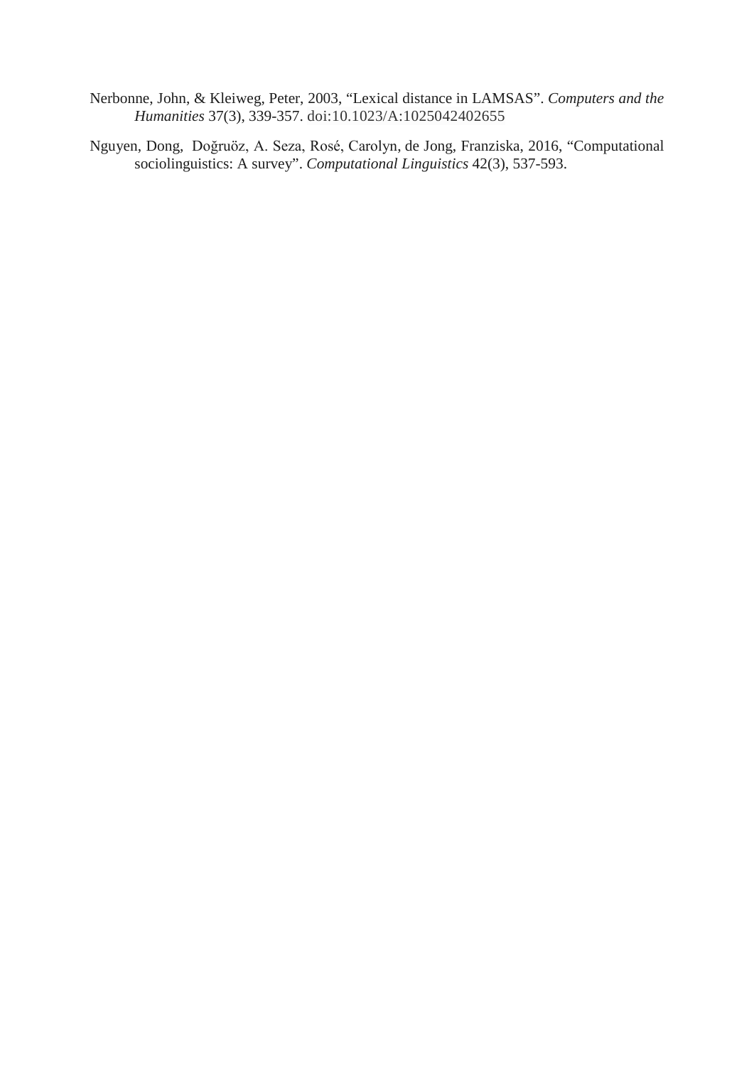Nerbonne, John, & Kleiweg, Peter, 2003, “Lexical distance in LAMSAS”. *Computers and the Humanities* 37(3), 339-357. doi:10.1023/A:1025042402655

Nguyen, Dong,  Doğruöz, A. Seza, Rosé, Carolyn, de Jong, Franziska, 2016, “Computational sociolinguistics: A survey”. *Computational Linguistics* 42(3), 537-593.